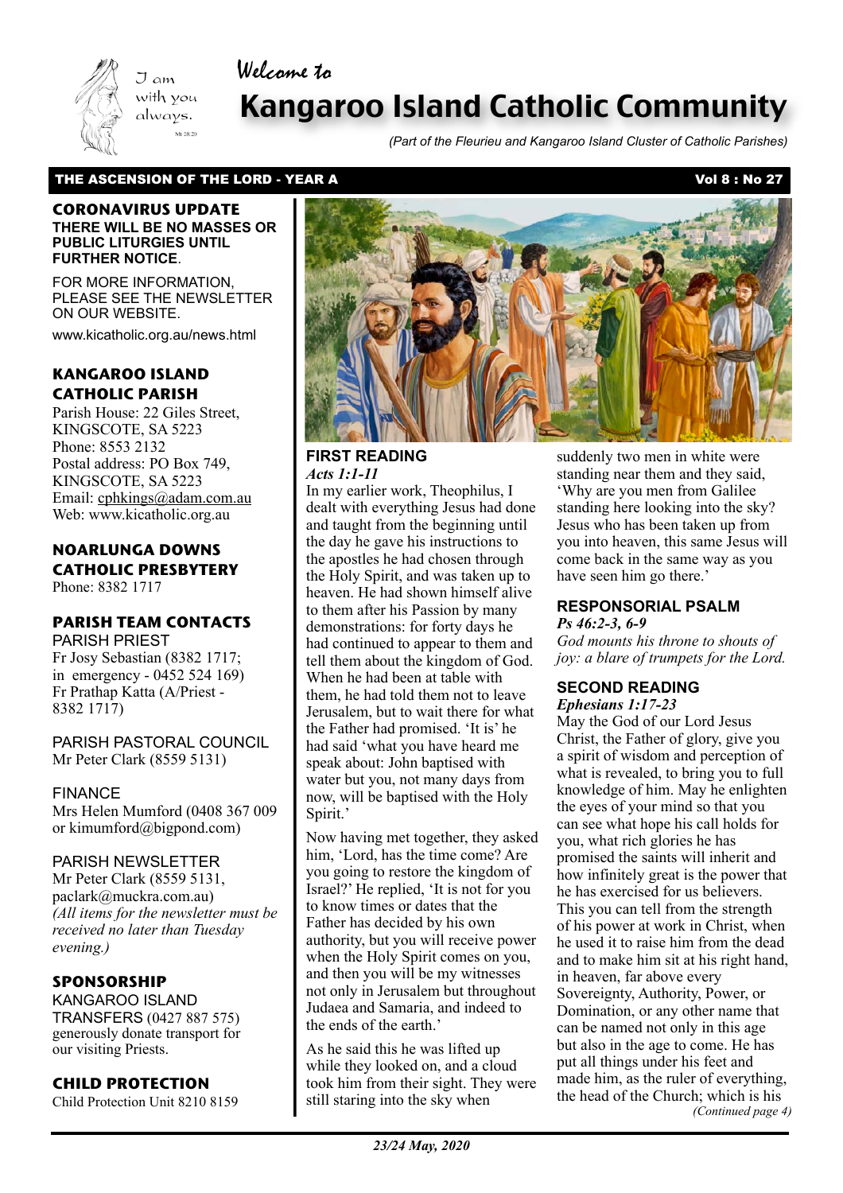I am with you always. Mt 28:20

Welcome to

# Kangaroo Island Catholic Community

*(Part of the Fleurieu and Kangaroo Island Cluster of Catholic Parishes)*

**THE ASCENSION OF THE LORD - YEAR A** **Vol 8 : No 27**

## CORONAVIRUS UPDATE

**THERE WILL BE NO MASSES OR PUBLIC LITURGIES UNTIL FURTHER NOTICE**.

FOR MORE INFORMATION, PLEASE SEE THE NEWSLETTER ON OUR WEBSITE.

www.kicatholic.org.au/news.html

## KANGAROO ISLAND CATHOLIC PARISH

Parish House: 22 Giles Street, KINGSCOTE, SA 5223
Phone: 8553 2132
Postal address: PO Box 749, KINGSCOTE, SA 5223
Email: cphkings@adam.com.au
Web: www.kicatholic.org.au

## NOARLUNGA DOWNS CATHOLIC PRESBYTERY

Phone: 8382 1717

## PARISH TEAM CONTACTS

PARISH PRIEST
Fr Josy Sebastian (8382 1717; in emergency - 0452 524 169)
Fr Prathap Katta (A/Priest - 8382 1717)

PARISH PASTORAL COUNCIL
Mr Peter Clark (8559 5131)

FINANCE
Mrs Helen Mumford (0408 367 009 or kimumford@bigpond.com)

PARISH NEWSLETTER
Mr Peter Clark (8559 5131, paclark@muckra.com.au)
*(All items for the newsletter must be received no later than Tuesday evening.)*

## SPONSORSHIP

KANGAROO ISLAND TRANSFERS (0427 887 575) generously donate transport for our visiting Priests.

## CHILD PROTECTION

Child Protection Unit 8210 8159

## FIRST READING

***Acts 1:1-11***

In my earlier work, Theophilus, I dealt with everything Jesus had done and taught from the beginning until the day he gave his instructions to the apostles he had chosen through the Holy Spirit, and was taken up to heaven. He had shown himself alive to them after his Passion by many demonstrations: for forty days he had continued to appear to them and tell them about the kingdom of God. When he had been at table with them, he had told them not to leave Jerusalem, but to wait there for what the Father had promised. 'It is' he had said 'what you have heard me speak about: John baptised with water but you, not many days from now, will be baptised with the Holy Spirit.'

Now having met together, they asked him, 'Lord, has the time come? Are you going to restore the kingdom of Israel?' He replied, 'It is not for you to know times or dates that the Father has decided by his own authority, but you will receive power when the Holy Spirit comes on you, and then you will be my witnesses not only in Jerusalem but throughout Judaea and Samaria, and indeed to the ends of the earth.'

As he said this he was lifted up while they looked on, and a cloud took him from their sight. They were still staring into the sky when suddenly two men in white were standing near them and they said, 'Why are you men from Galilee standing here looking into the sky? Jesus who has been taken up from you into heaven, this same Jesus will come back in the same way as you have seen him go there.'

## RESPONSORIAL PSALM

***Ps 46:2-3, 6-9***

*God mounts his throne to shouts of joy: a blare of trumpets for the Lord.*

## SECOND READING

***Ephesians 1:17-23***

May the God of our Lord Jesus Christ, the Father of glory, give you a spirit of wisdom and perception of what is revealed, to bring you to full knowledge of him. May he enlighten the eyes of your mind so that you can see what hope his call holds for you, what rich glories he has promised the saints will inherit and how infinitely great is the power that he has exercised for us believers. This you can tell from the strength of his power at work in Christ, when he used it to raise him from the dead and to make him sit at his right hand, in heaven, far above every Sovereignty, Authority, Power, or Domination, or any other name that can be named not only in this age but also in the age to come. He has put all things under his feet and made him, as the ruler of everything, the head of the Church; which is his

*(Continued page 4)*

*23/24 May, 2020*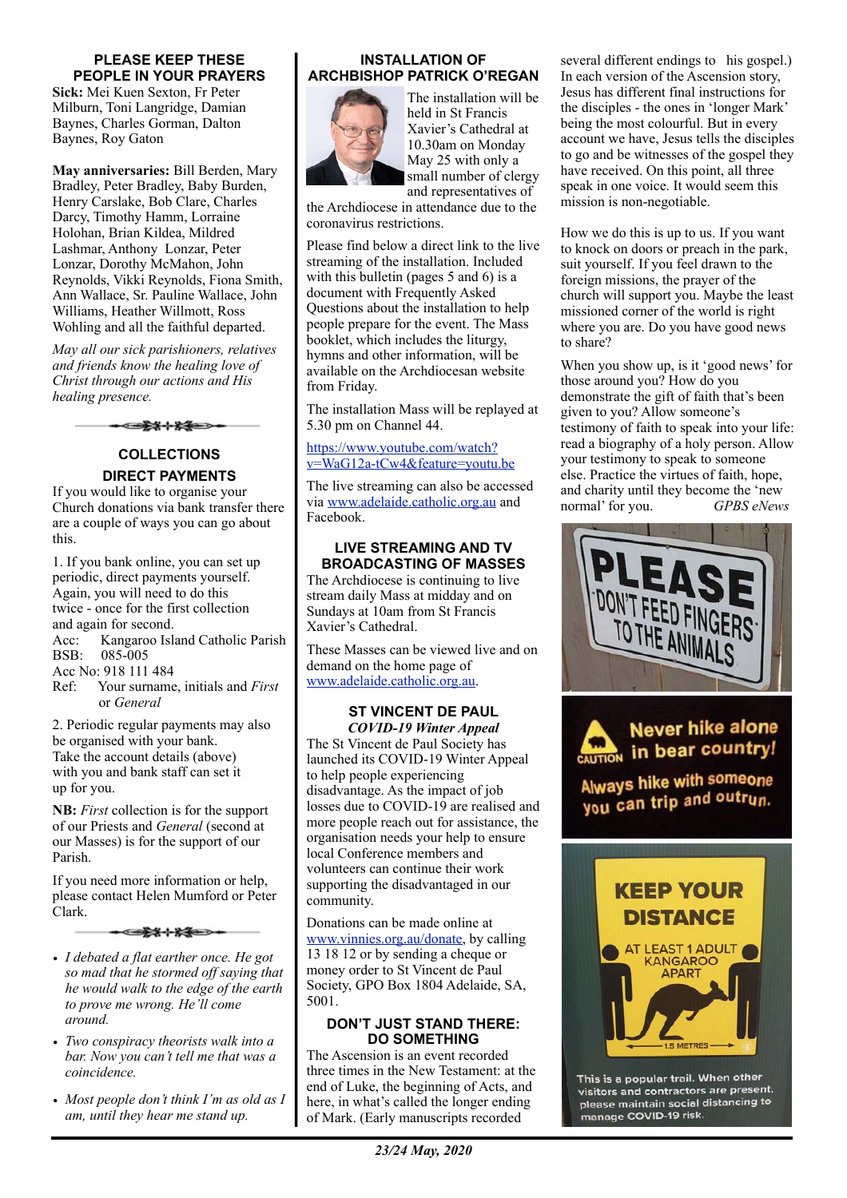## PLEASE KEEP THESE PEOPLE IN YOUR PRAYERS

**Sick:** Mei Kuen Sexton, Fr Peter Milburn, Toni Langridge, Damian Baynes, Charles Gorman, Dalton Baynes, Roy Gaton

**May anniversaries:** Bill Berden, Mary Bradley, Peter Bradley, Baby Burden, Henry Carslake, Bob Clare, Charles Darcy, Timothy Hamm, Lorraine Holohan, Brian Kildea, Mildred Lashmar, Anthony Lonzar, Peter Lonzar, Dorothy McMahon, John Reynolds, Vikki Reynolds, Fiona Smith, Ann Wallace, Sr. Pauline Wallace, John Williams, Heather Willmott, Ross Wohling and all the faithful departed.

*May all our sick parishioners, relatives and friends know the healing love of Christ through our actions and His healing presence.*

## COLLECTIONS

### DIRECT PAYMENTS

If you would like to organise your Church donations via bank transfer there are a couple of ways you can go about this.

1. If you bank online, you can set up periodic, direct payments yourself. Again, you will need to do this twice - once for the first collection and again for second.
   Acc: Kangaroo Island Catholic Parish
   BSB: 085-005
   Acc No: 918 111 484
   Ref: Your surname, initials and *First* or *General*

2. Periodic regular payments may also be organised with your bank. Take the account details (above) with you and bank staff can set it up for you.

**NB:** *First* collection is for the support of our Priests and *General* (second at our Masses) is for the support of our Parish.

If you need more information or help, please contact Helen Mumford or Peter Clark.

- *I debated a flat earther once. He got so mad that he stormed off saying that he would walk to the edge of the earth to prove me wrong. He'll come around.*
- *Two conspiracy theorists walk into a bar. Now you can't tell me that was a coincidence.*
- *Most people don't think I'm as old as I am, until they hear me stand up.*

## INSTALLATION OF ARCHBISHOP PATRICK O'REGAN

The installation will be held in St Francis Xavier's Cathedral at 10.30am on Monday May 25 with only a small number of clergy and representatives of the Archdiocese in attendance due to the coronavirus restrictions.

Please find below a direct link to the live streaming of the installation. Included with this bulletin (pages 5 and 6) is a document with Frequently Asked Questions about the installation to help people prepare for the event. The Mass booklet, which includes the liturgy, hymns and other information, will be available on the Archdiocesan website from Friday.

The installation Mass will be replayed at 5.30 pm on Channel 44.

https://www.youtube.com/watch?v=WaG12a-tCw4&feature=youtu.be

The live streaming can also be accessed via www.adelaide.catholic.org.au and Facebook.

## LIVE STREAMING AND TV BROADCASTING OF MASSES

The Archdiocese is continuing to live stream daily Mass at midday and on Sundays at 10am from St Francis Xavier's Cathedral.

These Masses can be viewed live and on demand on the home page of www.adelaide.catholic.org.au.

## ST VINCENT DE PAUL

### *COVID-19 Winter Appeal*

The St Vincent de Paul Society has launched its COVID-19 Winter Appeal to help people experiencing disadvantage. As the impact of job losses due to COVID-19 are realised and more people reach out for assistance, the organisation needs your help to ensure local Conference members and volunteers can continue their work supporting the disadvantaged in our community.

Donations can be made online at www.vinnies.org.au/donate, by calling 13 18 12 or by sending a cheque or money order to St Vincent de Paul Society, GPO Box 1804 Adelaide, SA, 5001.

## DON'T JUST STAND THERE: DO SOMETHING

The Ascension is an event recorded three times in the New Testament: at the end of Luke, the beginning of Acts, and here, in what's called the longer ending of Mark. (Early manuscripts recorded several different endings to his gospel.) In each version of the Ascension story, Jesus has different final instructions for the disciples - the ones in 'longer Mark' being the most colourful. But in every account we have, Jesus tells the disciples to go and be witnesses of the gospel they have received. On this point, all three speak in one voice. It would seem this mission is non-negotiable.

How we do this is up to us. If you want to knock on doors or preach in the park, suit yourself. If you feel drawn to the foreign missions, the prayer of the church will support you. Maybe the least missioned corner of the world is right where you are. Do you have good news to share?

When you show up, is it 'good news' for those around you? How do you demonstrate the gift of faith that's been given to you? Allow someone's testimony of faith to speak into your life: read a biography of a holy person. Allow your testimony to speak to someone else. Practice the virtues of faith, hope, and charity until they become the 'new normal' for you. *GPBS eNews*

PLEASE "DON'T FEED FINGERS" TO THE ANIMALS

CAUTION Never hike alone in bear country! Always hike with someone you can trip and outrun.

KEEP YOUR DISTANCE
AT LEAST 1 ADULT KANGAROO APART
1.5 METRES
This is a popular trail. When other visitors and contractors are present, please maintain social distancing to manage COVID-19 risk.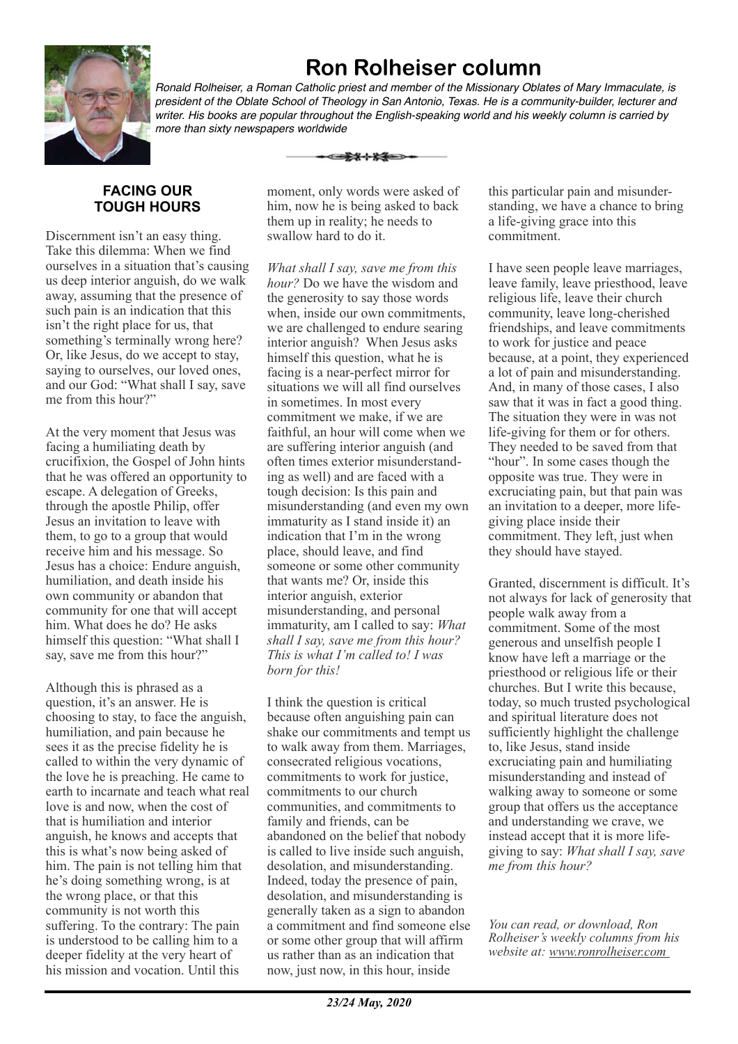# Ron Rolheiser column

*Ronald Rolheiser, a Roman Catholic priest and member of the Missionary Oblates of Mary Immaculate, is president of the Oblate School of Theology in San Antonio, Texas. He is a community-builder, lecturer and writer. His books are popular throughout the English-speaking world and his weekly column is carried by more than sixty newspapers worldwide*

## FACING OUR TOUGH HOURS

Discernment isn't an easy thing. Take this dilemma: When we find ourselves in a situation that's causing us deep interior anguish, do we walk away, assuming that the presence of such pain is an indication that this isn't the right place for us, that something's terminally wrong here? Or, like Jesus, do we accept to stay, saying to ourselves, our loved ones, and our God: "What shall I say, save me from this hour?"

At the very moment that Jesus was facing a humiliating death by crucifixion, the Gospel of John hints that he was offered an opportunity to escape. A delegation of Greeks, through the apostle Philip, offer Jesus an invitation to leave with them, to go to a group that would receive him and his message. So Jesus has a choice: Endure anguish, humiliation, and death inside his own community or abandon that community for one that will accept him. What does he do? He asks himself this question: "What shall I say, save me from this hour?"

Although this is phrased as a question, it's an answer. He is choosing to stay, to face the anguish, humiliation, and pain because he sees it as the precise fidelity he is called to within the very dynamic of the love he is preaching. He came to earth to incarnate and teach what real love is and now, when the cost of that is humiliation and interior anguish, he knows and accepts that this is what's now being asked of him. The pain is not telling him that he's doing something wrong, is at the wrong place, or that this community is not worth this suffering. To the contrary: The pain is understood to be calling him to a deeper fidelity at the very heart of his mission and vocation. Until this moment, only words were asked of him, now he is being asked to back them up in reality; he needs to swallow hard to do it.

*What shall I say, save me from this hour?* Do we have the wisdom and the generosity to say those words when, inside our own commitments, we are challenged to endure searing interior anguish? When Jesus asks himself this question, what he is facing is a near-perfect mirror for situations we will all find ourselves in sometimes. In most every commitment we make, if we are faithful, an hour will come when we are suffering interior anguish (and often times exterior misunderstanding as well) and are faced with a tough decision: Is this pain and misunderstanding (and even my own immaturity as I stand inside it) an indication that I'm in the wrong place, should leave, and find someone or some other community that wants me? Or, inside this interior anguish, exterior misunderstanding, and personal immaturity, am I called to say: *What shall I say, save me from this hour? This is what I'm called to! I was born for this!*

I think the question is critical because often anguishing pain can shake our commitments and tempt us to walk away from them. Marriages, consecrated religious vocations, commitments to work for justice, commitments to our church communities, and commitments to family and friends, can be abandoned on the belief that nobody is called to live inside such anguish, desolation, and misunderstanding. Indeed, today the presence of pain, desolation, and misunderstanding is generally taken as a sign to abandon a commitment and find someone else or some other group that will affirm us rather than as an indication that now, just now, in this hour, inside this particular pain and misunderstanding, we have a chance to bring a life-giving grace into this commitment.

I have seen people leave marriages, leave family, leave priesthood, leave religious life, leave their church community, leave long-cherished friendships, and leave commitments to work for justice and peace because, at a point, they experienced a lot of pain and misunderstanding. And, in many of those cases, I also saw that it was in fact a good thing. The situation they were in was not life-giving for them or for others. They needed to be saved from that "hour". In some cases though the opposite was true. They were in excruciating pain, but that pain was an invitation to a deeper, more life-giving place inside their commitment. They left, just when they should have stayed.

Granted, discernment is difficult. It's not always for lack of generosity that people walk away from a commitment. Some of the most generous and unselfish people I know have left a marriage or the priesthood or religious life or their churches. But I write this because, today, so much trusted psychological and spiritual literature does not sufficiently highlight the challenge to, like Jesus, stand inside excruciating pain and humiliating misunderstanding and instead of walking away to someone or some group that offers us the acceptance and understanding we crave, we instead accept that it is more life-giving to say: *What shall I say, save me from this hour?*

*You can read, or download, Ron Rolheiser's weekly columns from his website at: www.ronrolheiser.com*

***23/24 May, 2020***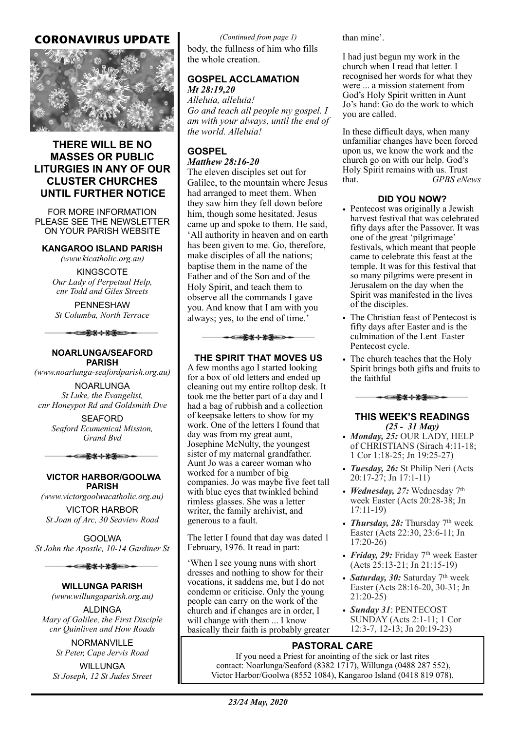## CORONAVIRUS UPDATE

### THERE WILL BE NO MASSES OR PUBLIC LITURGIES IN ANY OF OUR CLUSTER CHURCHES UNTIL FURTHER NOTICE

FOR MORE INFORMATION PLEASE SEE THE NEWSLETTER ON YOUR PARISH WEBSITE

**KANGAROO ISLAND PARISH**
*(www.kicatholic.org.au)*

KINGSCOTE
*Our Lady of Perpetual Help, cnr Todd and Giles Streets*

PENNESHAW
*St Columba, North Terrace*

**NOARLUNGA/SEAFORD PARISH**
*(www.noarlunga-seafordparish.org.au)*

NOARLUNGA
*St Luke, the Evangelist, cnr Honeypot Rd and Goldsmith Dve*

SEAFORD
*Seaford Ecumenical Mission, Grand Bvd*

**VICTOR HARBOR/GOOLWA PARISH**
*(www.victorgoolwacatholic.org.au)*

VICTOR HARBOR
*St Joan of Arc, 30 Seaview Road*

GOOLWA
*St John the Apostle, 10-14 Gardiner St*

**WILLUNGA PARISH**
*(www.willungaparish.org.au)*

ALDINGA
*Mary of Galilee, the First Disciple cnr Quinliven and How Roads*

NORMANVILLE
*St Peter, Cape Jervis Road*

WILLUNGA
*St Joseph, 12 St Judes Street*

*(Continued from page 1)*

body, the fullness of him who fills the whole creation.

### GOSPEL ACCLAMATION
***Mt 28:19,20***
*Alleluia, alleluia!*
*Go and teach all people my gospel. I am with your always, until the end of the world. Alleluia!*

### GOSPEL
***Matthew 28:16-20***
The eleven disciples set out for Galilee, to the mountain where Jesus had arranged to meet them. When they saw him they fell down before him, though some hesitated. Jesus came up and spoke to them. He said, 'All authority in heaven and on earth has been given to me. Go, therefore, make disciples of all the nations; baptise them in the name of the Father and of the Son and of the Holy Spirit, and teach them to observe all the commands I gave you. And know that I am with you always; yes, to the end of time.'

### THE SPIRIT THAT MOVES US
A few months ago I started looking for a box of old letters and ended up cleaning out my entire rolltop desk. It took me the better part of a day and I had a bag of rubbish and a collection of keepsake letters to show for my work. One of the letters I found that day was from my great aunt, Josephine McNulty, the youngest sister of my maternal grandfather. Aunt Jo was a career woman who worked for a number of big companies. Jo was maybe five feet tall with blue eyes that twinkled behind rimless glasses. She was a letter writer, the family archivist, and generous to a fault.

The letter I found that day was dated 1 February, 1976. It read in part:

'When I see young nuns with short dresses and nothing to show for their vocations, it saddens me, but I do not condemn or criticise. Only the young people can carry on the work of the church and if changes are in order, I will change with them ... I know basically their faith is probably greater than mine'.

I had just begun my work in the church when I read that letter. I recognised her words for what they were ... a mission statement from God's Holy Spirit written in Aunt Jo's hand: Go do the work to which you are called.

In these difficult days, when many unfamiliar changes have been forced upon us, we know the work and the church go on with our help. God's Holy Spirit remains with us. Trust that. *GPBS eNews*

### DID YOU NOW?
- Pentecost was originally a Jewish harvest festival that was celebrated fifty days after the Passover. It was one of the great 'pilgrimage' festivals, which meant that people came to celebrate this feast at the temple. It was for this festival that so many pilgrims were present in Jerusalem on the day when the Spirit was manifested in the lives of the disciples.
- The Christian feast of Pentecost is fifty days after Easter and is the culmination of the Lent–Easter–Pentecost cycle.
- The church teaches that the Holy Spirit brings both gifts and fruits to the faithful

### THIS WEEK'S READINGS
***(25 - 31 May)***
- ***Monday, 25:*** OUR LADY, HELP of CHRISTIANS (Sirach 4:11-18; 1 Cor 1:18-25; Jn 19:25-27)
- ***Tuesday, 26:*** St Philip Neri (Acts 20:17-27; Jn 17:1-11)
- ***Wednesday, 27:*** Wednesday 7th week Easter (Acts 20:28-38; Jn 17:11-19)
- ***Thursday, 28:*** Thursday 7th week Easter (Acts 22:30, 23:6-11; Jn 17:20-26)
- ***Friday, 29:*** Friday 7th week Easter (Acts 25:13-21; Jn 21:15-19)
- ***Saturday, 30:*** Saturday 7th week Easter (Acts 28:16-20, 30-31; Jn 21:20-25)
- ***Sunday 31***: PENTECOST SUNDAY (Acts 2:1-11; 1 Cor 12:3-7, 12-13; Jn 20:19-23)

### PASTORAL CARE
If you need a Priest for anointing of the sick or last rites contact: Noarlunga/Seaford (8382 1717), Willunga (0488 287 552), Victor Harbor/Goolwa (8552 1084), Kangaroo Island (0418 819 078).

*23/24 May, 2020*